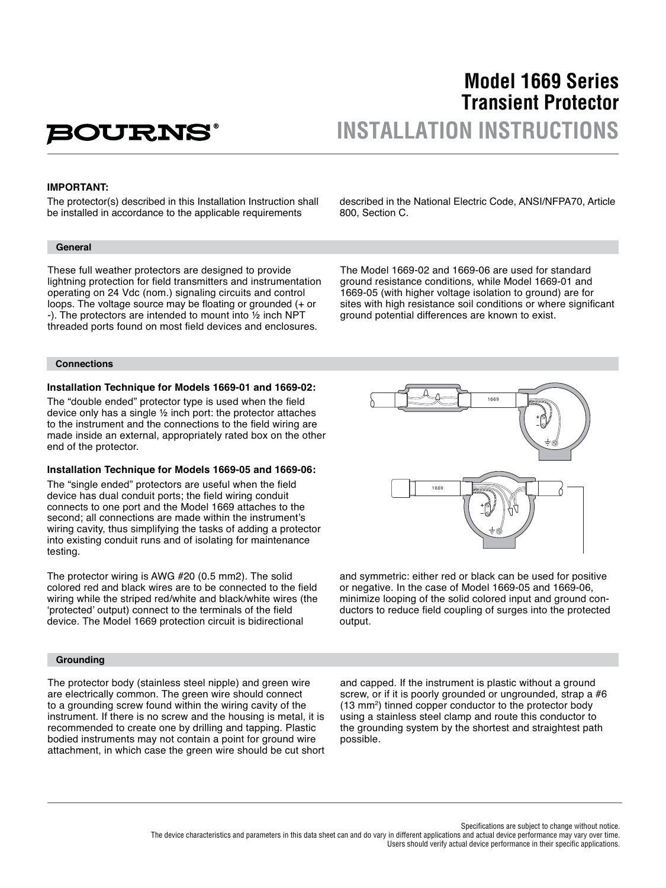# Model 1669 Series Transient Protector

## INSTALLATION INSTRUCTIONS

**IMPORTANT:**

The protector(s) described in this Installation Instruction shall be installed in accordance to the applicable requirements described in the National Electric Code, ANSI/NFPA70, Article 800, Section C.

### General

These full weather protectors are designed to provide lightning protection for field transmitters and instrumentation operating on 24 Vdc (nom.) signaling circuits and control loops. The voltage source may be floating or grounded (+ or -). The protectors are intended to mount into ½ inch NPT threaded ports found on most field devices and enclosures.

The Model 1669-02 and 1669-06 are used for standard ground resistance conditions, while Model 1669-01 and 1669-05 (with higher voltage isolation to ground) are for sites with high resistance soil conditions or where significant ground potential differences are known to exist.

### Connections

**Installation Technique for Models 1669-01 and 1669-02:**

The "double ended" protector type is used when the field device only has a single ½ inch port: the protector attaches to the instrument and the connections to the field wiring are made inside an external, appropriately rated box on the other end of the protector.

**Installation Technique for Models 1669-05 and 1669-06:**

The "single ended" protectors are useful when the field device has dual conduit ports; the field wiring conduit connects to one port and the Model 1669 attaches to the second; all connections are made within the instrument's wiring cavity, thus simplifying the tasks of adding a protector into existing conduit runs and of isolating for maintenance testing.

The protector wiring is AWG #20 (0.5 mm2). The solid colored red and black wires are to be connected to the field wiring while the striped red/white and black/white wires (the 'protected' output) connect to the terminals of the field device. The Model 1669 protection circuit is bidirectional and symmetric: either red or black can be used for positive or negative. In the case of Model 1669-05 and 1669-06, minimize looping of the solid colored input and ground conductors to reduce field coupling of surges into the protected output.

### Grounding

The protector body (stainless steel nipple) and green wire are electrically common. The green wire should connect to a grounding screw found within the wiring cavity of the instrument. If there is no screw and the housing is metal, it is recommended to create one by drilling and tapping. Plastic bodied instruments may not contain a point for ground wire attachment, in which case the green wire should be cut short and capped. If the instrument is plastic without a ground screw, or if it is poorly grounded or ungrounded, strap a #6 (13 $mm^2$) tinned copper conductor to the protector body using a stainless steel clamp and route this conductor to the grounding system by the shortest and straightest path possible.

Specifications are subject to change without notice.
The device characteristics and parameters in this data sheet can and do vary in different applications and actual device performance may vary over time.
Users should verify actual device performance in their specific applications.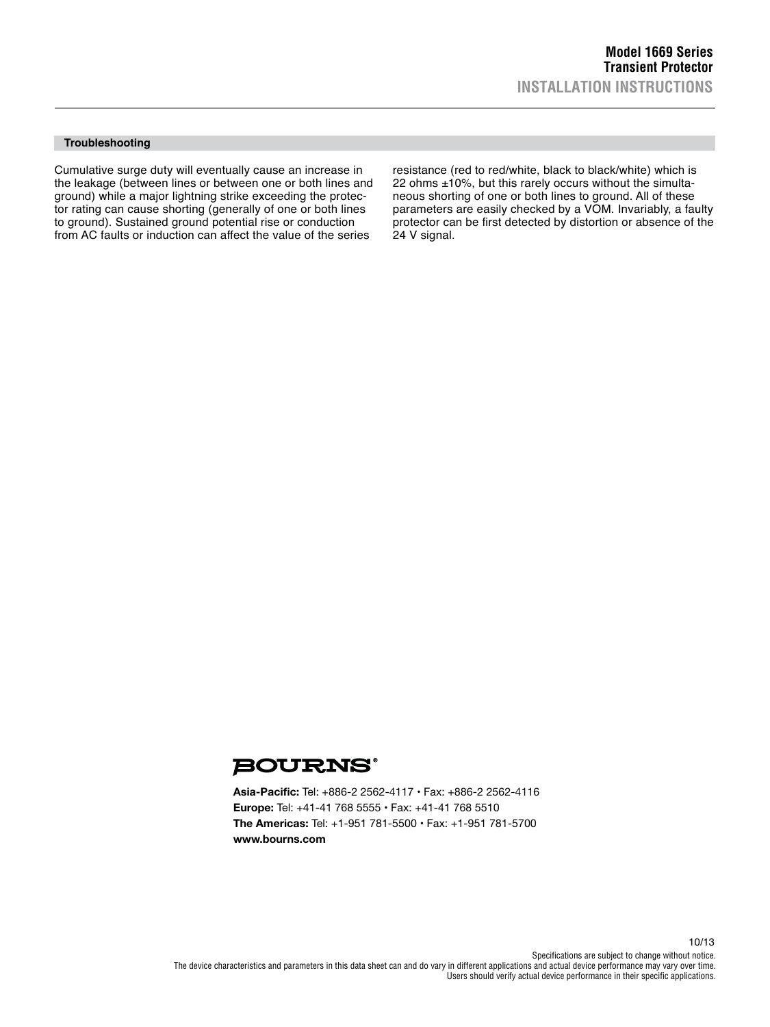## Troubleshooting

Cumulative surge duty will eventually cause an increase in the leakage (between lines or between one or both lines and ground) while a major lightning strike exceeding the protector rating can cause shorting (generally of one or both lines to ground). Sustained ground potential rise or conduction from AC faults or induction can affect the value of the series resistance (red to red/white, black to black/white) which is 22 ohms ±10%, but this rarely occurs without the simultaneous shorting of one or both lines to ground. All of these parameters are easily checked by a VOM. Invariably, a faulty protector can be first detected by distortion or absence of the 24 V signal.

**BOURNS®**

**Asia-Pacific:** Tel: +886-2 2562-4117 • Fax: +886-2 2562-4116
**Europe:** Tel: +41-41 768 5555 • Fax: +41-41 768 5510
**The Americas:** Tel: +1-951 781-5500 • Fax: +1-951 781-5700
**www.bourns.com**

10/13

Specifications are subject to change without notice.
The device characteristics and parameters in this data sheet can and do vary in different applications and actual device performance may vary over time.
Users should verify actual device performance in their specific applications.